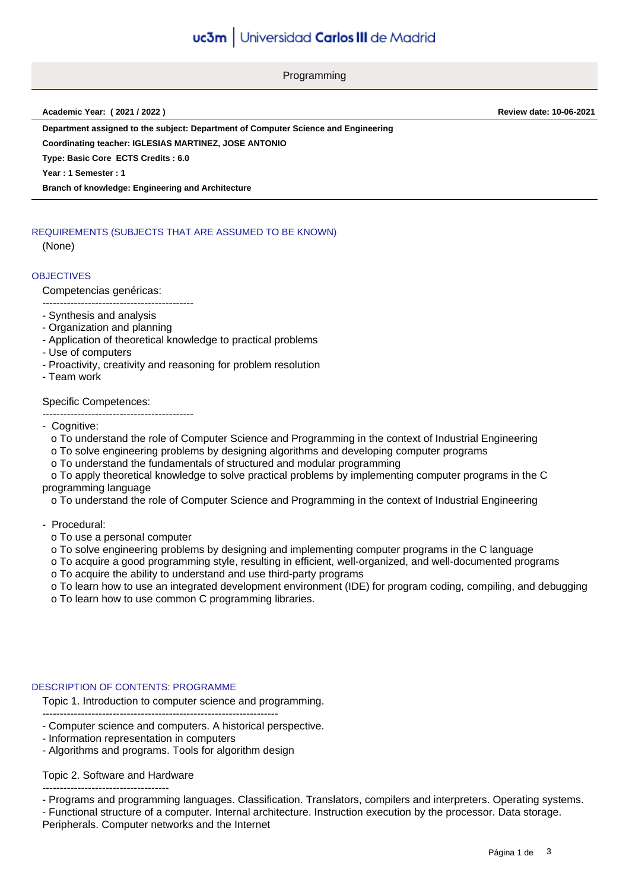# Programming

**Academic Year: ( 2021 / 2022 )** **Review date: 10-06-2021**

**Department assigned to the subject: Department of Computer Science and Engineering**

**Coordinating teacher: IGLESIAS MARTINEZ, JOSE ANTONIO**

**Type: Basic Core ECTS Credits : 6.0**

**Year : 1 Semester : 1**

**Branch of knowledge: Engineering and Architecture**

## REQUIREMENTS (SUBJECTS THAT ARE ASSUMED TO BE KNOWN)

(None)

## OBJECTIVES

Competencias genéricas:

-------------------------------------------

- Synthesis and analysis
- Organization and planning
- Application of theoretical knowledge to practical problems
- Use of computers
- Proactivity, creativity and reasoning for problem resolution
- Team work

Specific Competences:

-------------------------------------------

- Cognitive:
  - o To understand the role of Computer Science and Programming in the context of Industrial Engineering
  - o To solve engineering problems by designing algorithms and developing computer programs
  - o To understand the fundamentals of structured and modular programming
  - o To apply theoretical knowledge to solve practical problems by implementing computer programs in the C programming language
  - o To understand the role of Computer Science and Programming in the context of Industrial Engineering

- Procedural:
  - o To use a personal computer
  - o To solve engineering problems by designing and implementing computer programs in the C language
  - o To acquire a good programming style, resulting in efficient, well-organized, and well-documented programs
  - o To acquire the ability to understand and use third-party programs
  - o To learn how to use an integrated development environment (IDE) for program coding, compiling, and debugging
  - o To learn how to use common C programming libraries.

## DESCRIPTION OF CONTENTS: PROGRAMME

Topic 1. Introduction to computer science and programming.

-------------------------------------------------------------------

- Computer science and computers. A historical perspective.
- Information representation in computers
- Algorithms and programs. Tools for algorithm design

Topic 2. Software and Hardware

------------------------------------

- Programs and programming languages. Classification. Translators, compilers and interpreters. Operating systems.
- Functional structure of a computer. Internal architecture. Instruction execution by the processor. Data storage. Peripherals. Computer networks and the Internet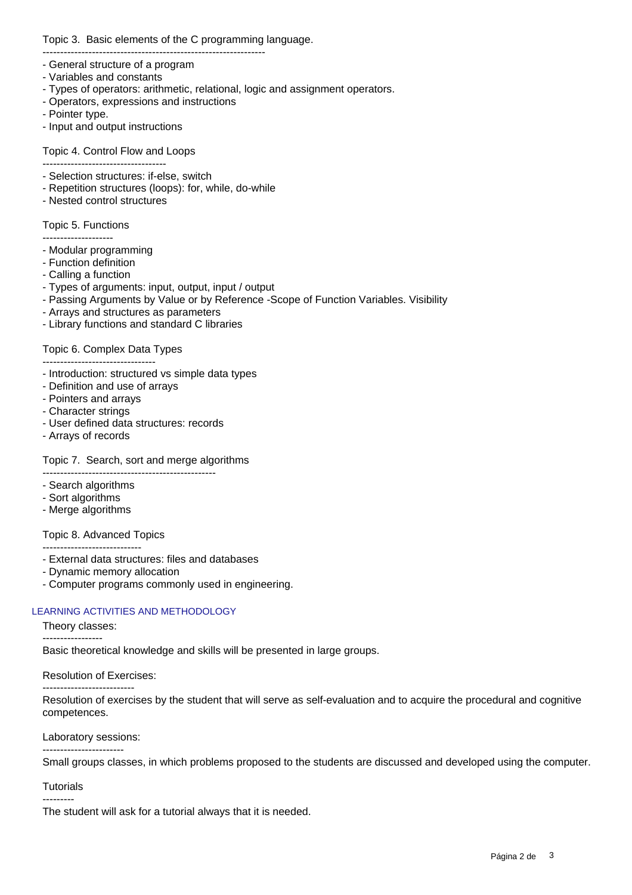Topic 3. Basic elements of the C programming language.

- General structure of a program
- Variables and constants
- Types of operators: arithmetic, relational, logic and assignment operators.
- Operators, expressions and instructions
- Pointer type.
- Input and output instructions

Topic 4. Control Flow and Loops

- Selection structures: if-else, switch
- Repetition structures (loops): for, while, do-while
- Nested control structures

Topic 5. Functions

- Modular programming
- Function definition
- Calling a function
- Types of arguments: input, output, input / output
- Passing Arguments by Value or by Reference -Scope of Function Variables. Visibility
- Arrays and structures as parameters
- Library functions and standard C libraries

Topic 6. Complex Data Types

- Introduction: structured vs simple data types
- Definition and use of arrays
- Pointers and arrays
- Character strings
- User defined data structures: records
- Arrays of records

Topic 7. Search, sort and merge algorithms

- Search algorithms
- Sort algorithms
- Merge algorithms

Topic 8. Advanced Topics

- External data structures: files and databases
- Dynamic memory allocation
- Computer programs commonly used in engineering.

## LEARNING ACTIVITIES AND METHODOLOGY

Theory classes:

Basic theoretical knowledge and skills will be presented in large groups.

Resolution of Exercises:

Resolution of exercises by the student that will serve as self-evaluation and to acquire the procedural and cognitive competences.

Laboratory sessions:

Small groups classes, in which problems proposed to the students are discussed and developed using the computer.

Tutorials

The student will ask for a tutorial always that it is needed.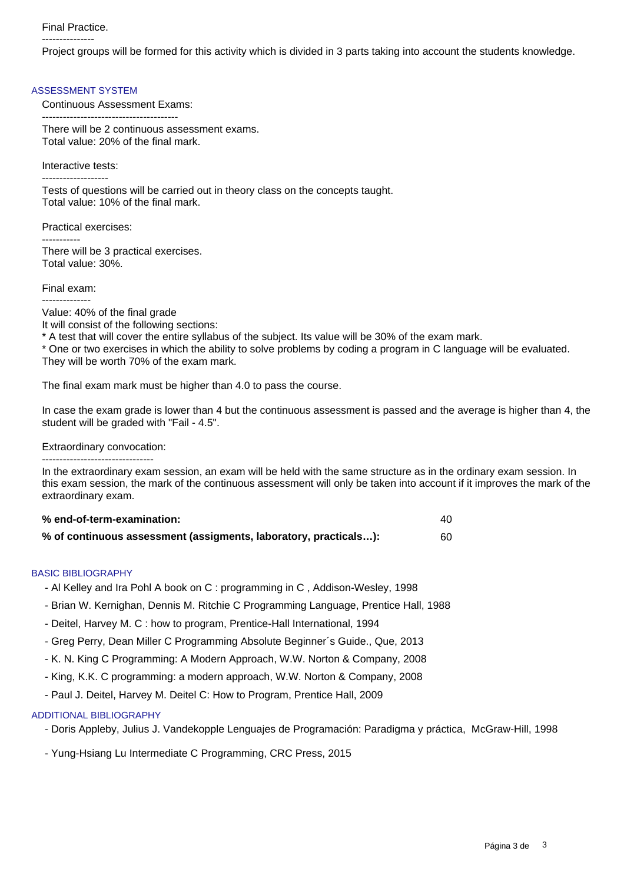Final Practice.

---------------

Project groups will be formed for this activity which is divided in 3 parts taking into account the students knowledge.

## ASSESSMENT SYSTEM

Continuous Assessment Exams:

---------------------------------------

There will be 2 continuous assessment exams.
Total value: 20% of the final mark.

Interactive tests:

-------------------

Tests of questions will be carried out in theory class on the concepts taught.
Total value: 10% of the final mark.

Practical exercises:

-----------

There will be 3 practical exercises.
Total value: 30%.

Final exam:

--------------

Value: 40% of the final grade
It will consist of the following sections:
* A test that will cover the entire syllabus of the subject. Its value will be 30% of the exam mark.
* One or two exercises in which the ability to solve problems by coding a program in C language will be evaluated. They will be worth 70% of the exam mark.

The final exam mark must be higher than 4.0 to pass the course.

In case the exam grade is lower than 4 but the continuous assessment is passed and the average is higher than 4, the student will be graded with "Fail - 4.5".

Extraordinary convocation:

--------------------------------

In the extraordinary exam session, an exam will be held with the same structure as in the ordinary exam session. In this exam session, the mark of the continuous assessment will only be taken into account if it improves the mark of the extraordinary exam.

| | |
|---|---|
| **% end-of-term-examination:** | 40 |
| **% of continuous assessment (assigments, laboratory, practicals…):** | 60 |

## BASIC BIBLIOGRAPHY

- Al Kelley and Ira Pohl A book on C : programming in C , Addison-Wesley, 1998
- Brian W. Kernighan, Dennis M. Ritchie C Programming Language, Prentice Hall, 1988
- Deitel, Harvey M. C : how to program, Prentice-Hall International, 1994
- Greg Perry, Dean Miller C Programming Absolute Beginner´s Guide., Que, 2013
- K. N. King C Programming: A Modern Approach, W.W. Norton & Company, 2008
- King, K.K. C programming: a modern approach, W.W. Norton & Company, 2008
- Paul J. Deitel, Harvey M. Deitel C: How to Program, Prentice Hall, 2009

## ADDITIONAL BIBLIOGRAPHY

- Doris Appleby, Julius J. Vandekopple Lenguajes de Programación: Paradigma y práctica, McGraw-Hill, 1998
- Yung-Hsiang Lu Intermediate C Programming, CRC Press, 2015